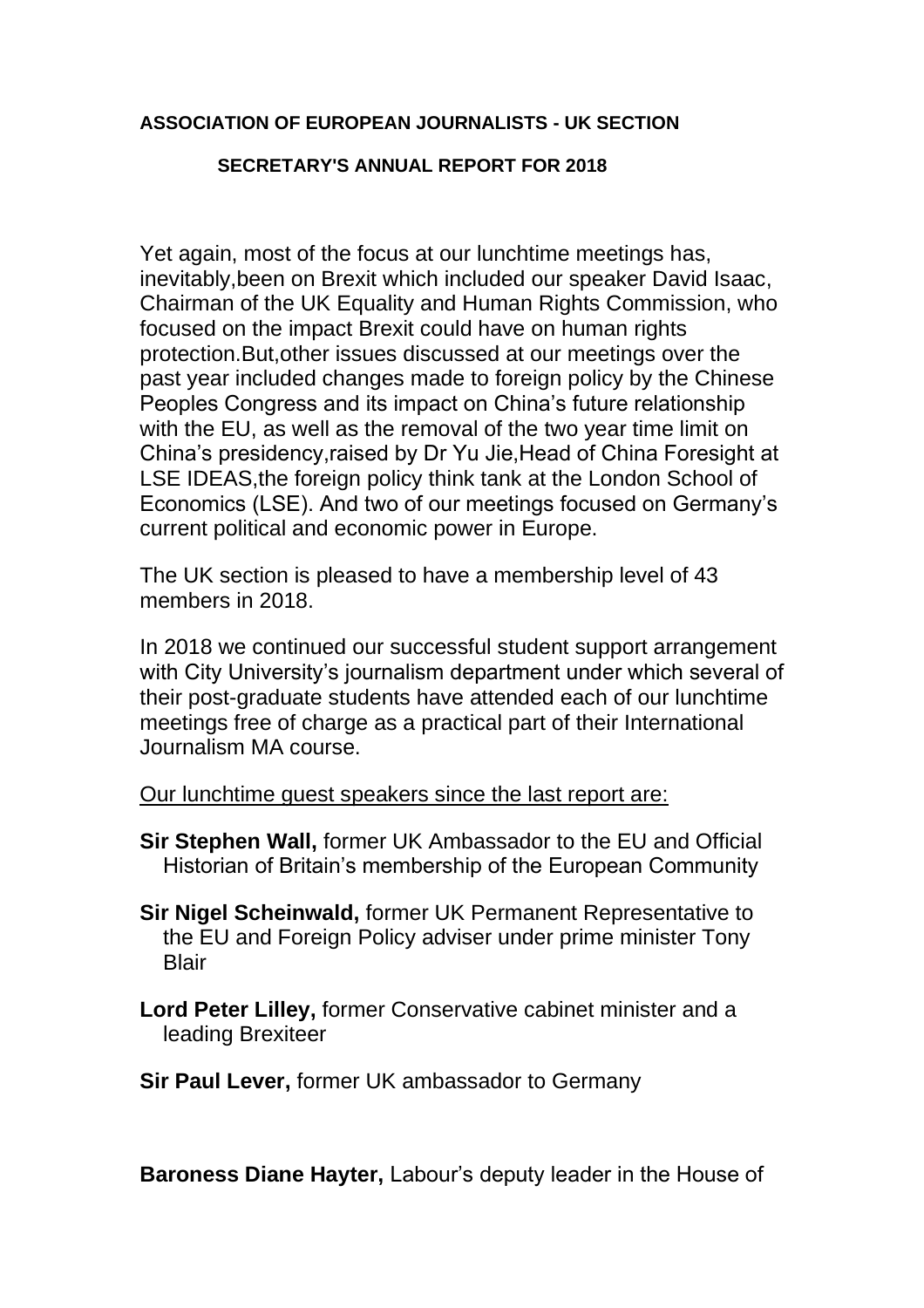**ASSOCIATION OF EUROPEAN JOURNALISTS - UK SECTION**

**SECRETARY'S ANNUAL REPORT FOR 2018**

Yet again, most of the focus at our lunchtime meetings has, inevitably,been on Brexit which included our speaker David Isaac, Chairman of the UK Equality and Human Rights Commission, who focused on the impact Brexit could have on human rights protection.But,other issues discussed at our meetings over the past year included changes made to foreign policy by the Chinese Peoples Congress and its impact on China's future relationship with the EU, as well as the removal of the two year time limit on China's presidency,raised by Dr Yu Jie,Head of China Foresight at LSE IDEAS,the foreign policy think tank at the London School of Economics (LSE). And two of our meetings focused on Germany's current political and economic power in Europe.

The UK section is pleased to have a membership level of 43 members in 2018.

In 2018 we continued our successful student support arrangement with City University's journalism department under which several of their post-graduate students have attended each of our lunchtime meetings free of charge as a practical part of their International Journalism MA course.

<u>Our lunchtime guest speakers since the last report are:</u>

**Sir Stephen Wall,** former UK Ambassador to the EU and Official Historian of Britain's membership of the European Community

**Sir Nigel Scheinwald,** former UK Permanent Representative to the EU and Foreign Policy adviser under prime minister Tony Blair

**Lord Peter Lilley,** former Conservative cabinet minister and a leading Brexiteer

**Sir Paul Lever,** former UK ambassador to Germany

**Baroness Diane Hayter,** Labour's deputy leader in the House of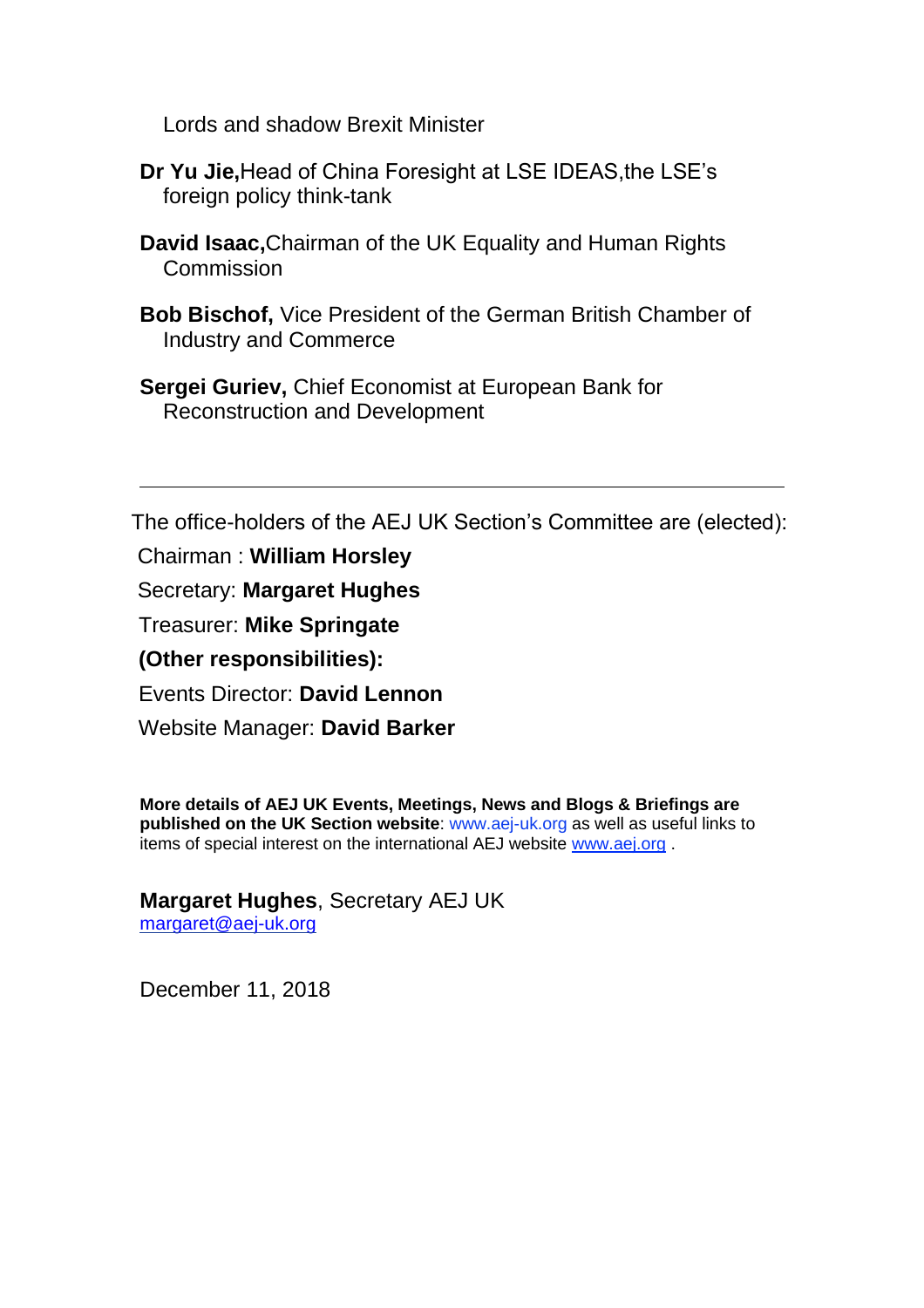Lords and shadow Brexit Minister

**Dr Yu Jie,**Head of China Foresight at LSE IDEAS,the LSE's foreign policy think-tank

**David Isaac,**Chairman of the UK Equality and Human Rights Commission

**Bob Bischof,** Vice President of the German British Chamber of Industry and Commerce

**Sergei Guriev,** Chief Economist at European Bank for Reconstruction and Development

---

The office-holders of the AEJ UK Section's Committee are (elected):

Chairman : **William Horsley**

Secretary: **Margaret Hughes**

Treasurer: **Mike Springate**

**(Other responsibilities):**

Events Director: **David Lennon**

Website Manager: **David Barker**

**More details of AEJ UK Events, Meetings, News and Blogs & Briefings are published on the UK Section website**: www.aej-uk.org as well as useful links to items of special interest on the international AEJ website www.aej.org .

**Margaret Hughes**, Secretary AEJ UK
margaret@aej-uk.org

December 11, 2018